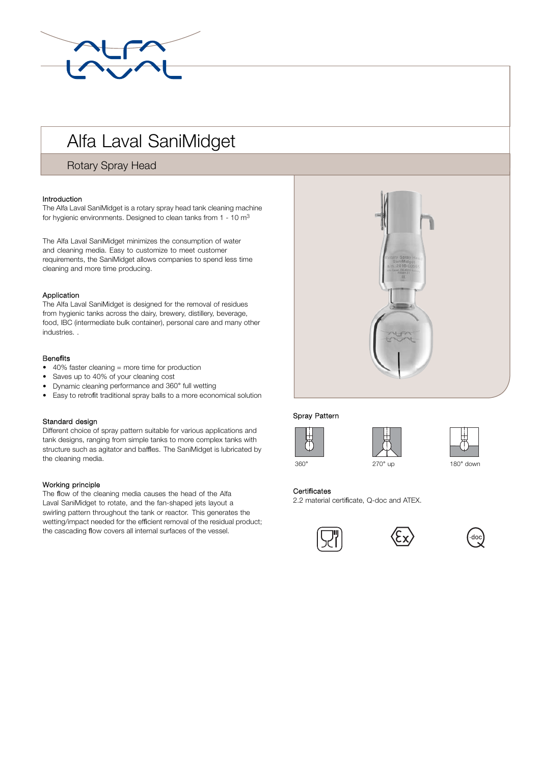# Alfa Laval SaniMidget

## Rotary Spray Head

### Introduction

The Alfa Laval SaniMidget is a rotary spray head tank cleaning machine for hygienic environments. Designed to clean tanks from 1 - 10 $m^3$

The Alfa Laval SaniMidget minimizes the consumption of water and cleaning media. Easy to customize to meet customer requirements, the SaniMidget allows companies to spend less time cleaning and more time producing.

### Application

The Alfa Laval SaniMidget is designed for the removal of residues from hygienic tanks across the dairy, brewery, distillery, beverage, food, IBC (intermediate bulk container), personal care and many other industries. .

### Benefits

- 40% faster cleaning = more time for production
- Saves up to 40% of your cleaning cost
- Dynamic cleaning performance and 360° full wetting
- Easy to retrofit traditional spray balls to a more economical solution

### Standard design

Different choice of spray pattern suitable for various applications and tank designs, ranging from simple tanks to more complex tanks with structure such as agitator and baffles. The SaniMidget is lubricated by the cleaning media.

### Working principle

The flow of the cleaning media causes the head of the Alfa Laval SaniMidget to rotate, and the fan-shaped jets layout a swirling pattern throughout the tank or reactor. This generates the wetting/impact needed for the efficient removal of the residual product; the cascading flow covers all internal surfaces of the vessel.

### Spray Pattern

360°

270° up

180° down

### Certificates

2.2 material certificate, Q-doc and ATEX.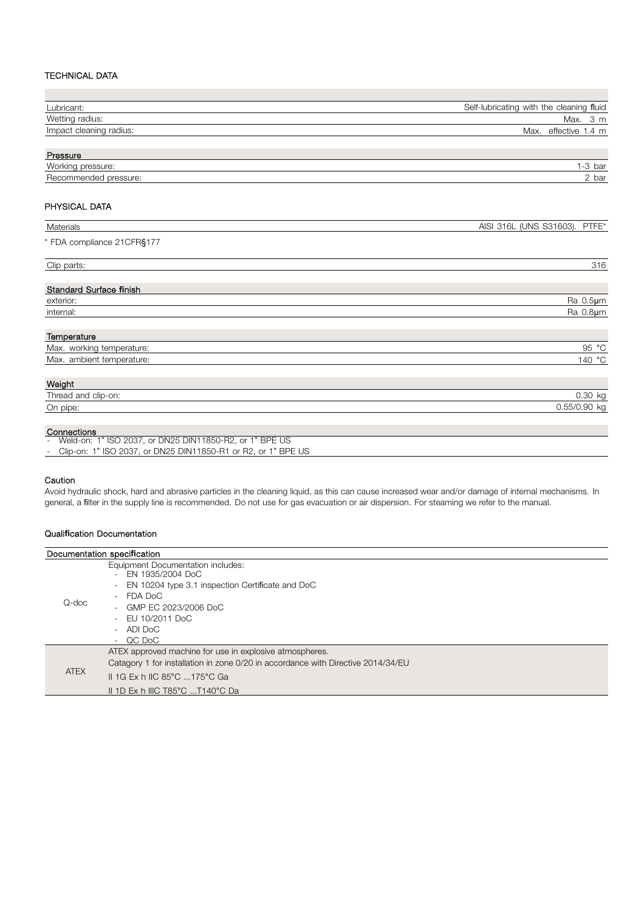## TECHNICAL DATA

| | |
|---|---|
| Lubricant: | Self-lubricating with the cleaning fluid |
| Wetting radius: | Max. 3 m |
| Impact cleaning radius: | Max. effective 1.4 m |

**Pressure**

| | |
|---|---|
| Working pressure: | 1-3 bar |
| Recommended pressure: | 2 bar |

## PHYSICAL DATA

| | |
|---|---|
| Materials | AISI 316L (UNS S31603). PTFE* |

* FDA compliance 21CFR§177

| | |
|---|---|
| Clip parts: | 316 |

**Standard Surface finish**

| | |
|---|---|
| exterior: | Ra 0.5μm |
| internal: | Ra 0.8μm |

**Temperature**

| | |
|---|---|
| Max. working temperature: | 95 °C |
| Max. ambient temperature: | 140 °C |

**Weight**

| | |
|---|---|
| Thread and clip-on: | 0.30 kg |
| On pipe: | 0.55/0.90 kg |

**Connections**

- Weld-on: 1" ISO 2037, or DN25 DIN11850-R2, or 1" BPE US
- Clip-on: 1" ISO 2037, or DN25 DIN11850-R1 or R2, or 1" BPE US

**Caution**

Avoid hydraulic shock, hard and abrasive particles in the cleaning liquid, as this can cause increased wear and/or damage of internal mechanisms. In general, a filter in the supply line is recommended. Do not use for gas evacuation or air dispersion. For steaming we refer to the manual.

**Qualification Documentation**

| Documentation specification | |
|---|---|
| Q-doc | Equipment Documentation includes:<br>- EN 1935/2004 DoC<br>- EN 10204 type 3.1 inspection Certificate and DoC<br>- FDA DoC<br>- GMP EC 2023/2006 DoC<br>- EU 10/2011 DoC<br>- ADI DoC<br>- QC DoC |
| ATEX | ATEX approved machine for use in explosive atmospheres.<br>Catagory 1 for installation in zone 0/20 in accordance with Directive 2014/34/EU<br>II 1G Ex h IIC 85°C ...175°C Ga<br>II 1D Ex h IIIC T85°C ...T140°C Da |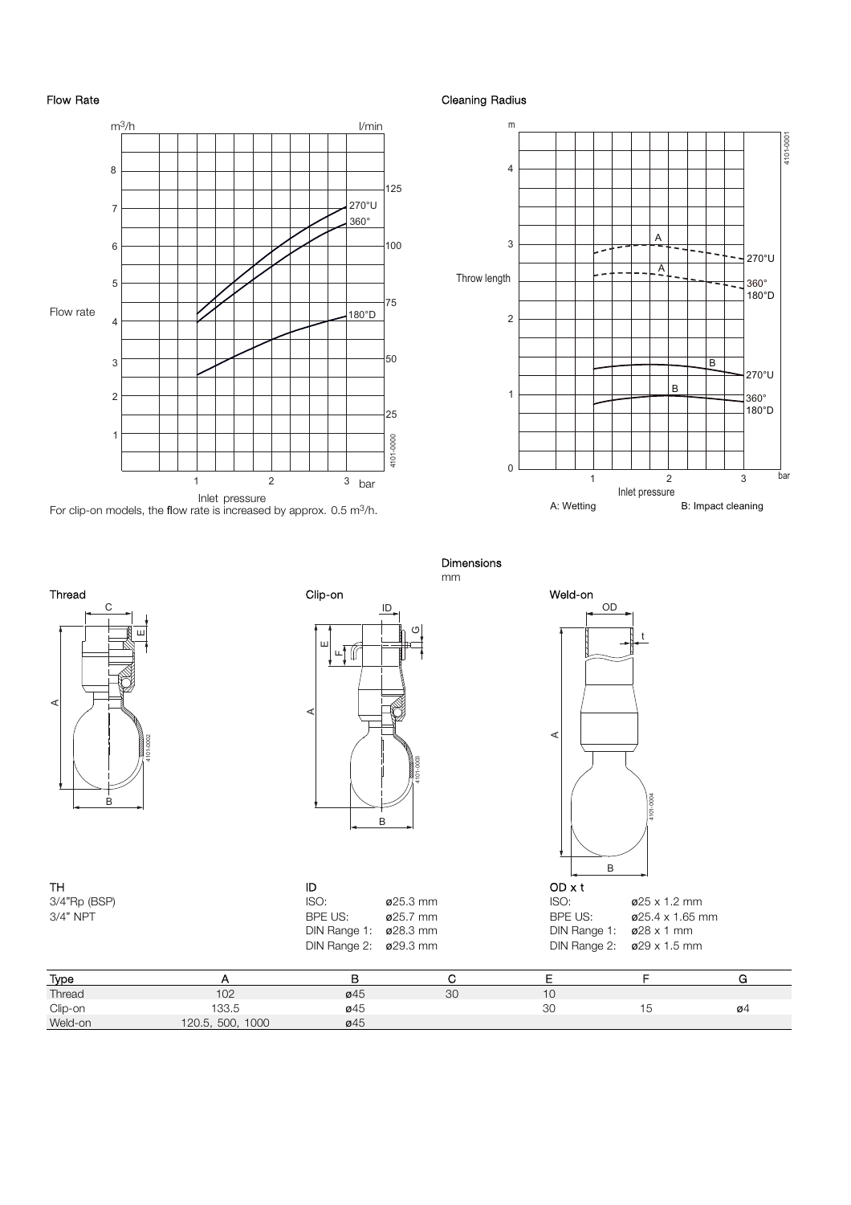## Flow Rate

m$^3$/h

l/min

8

7

6

5

Flow rate

4

3

2

1

125

270°U

360°

100

75

180°D

50

25

4101-0000

1

2

3

bar

Inlet pressure

For clip-on models, the flow rate is increased by approx. 0.5 m$^3$/h.

## Cleaning Radius

m

4

3

Throw length

2

1

0

A

270°U

A

360°

180°D

B

270°U

B

360°

180°D

4101-0001

1

2

3

bar

Inlet pressure

A: Wetting

B: Impact cleaning

## Dimensions

mm

### Thread

C

E

A

B

4101-0002

TH

3/4"Rp (BSP)

3/4" NPT

### Clip-on

ID

G

E

F

A

B

4101-0003

ID

| | |
|---|---|
| ISO: | ø25.3 mm |
| BPE US: | ø25.7 mm |
| DIN Range 1: | ø28.3 mm |
| DIN Range 2: | ø29.3 mm |

### Weld-on

OD

t

A

B

4101-0004

OD x t

| | |
|---|---|
| ISO: | ø25 x 1.2 mm |
| BPE US: | ø25.4 x 1.65 mm |
| DIN Range 1: | ø28 x 1 mm |
| DIN Range 2: | ø29 x 1.5 mm |

| Type | A | B | C | E | F | G |
|---|---|---|---|---|---|---|
| Thread | 102 | ø45 | 30 | 10 | | |
| Clip-on | 133.5 | ø45 | | 30 | 15 | ø4 |
| Weld-on | 120.5, 500, 1000 | ø45 | | | | |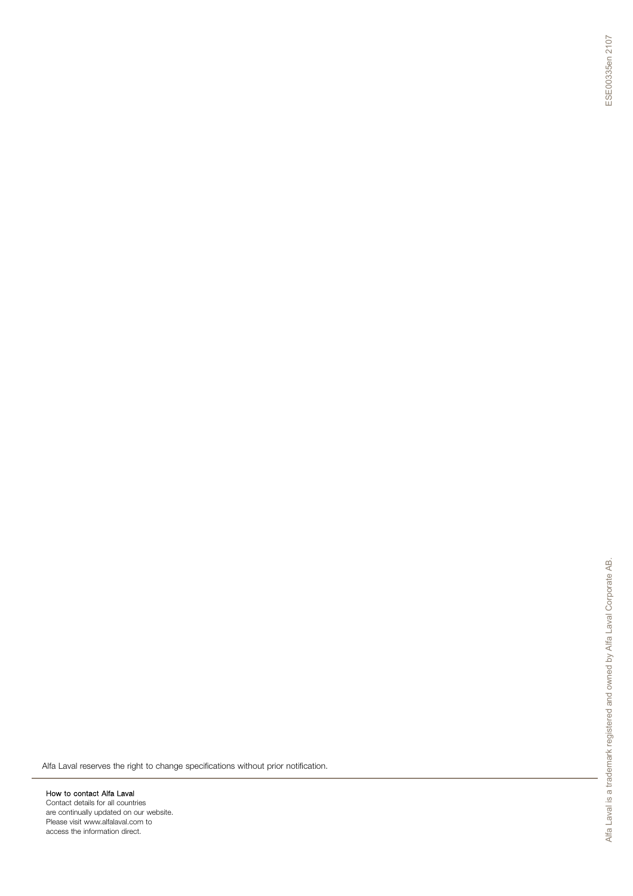Alfa Laval reserves the right to change specifications without prior notification.

**How to contact Alfa Laval**
Contact details for all countries
are continually updated on our website.
Please visit www.alfalaval.com to
access the information direct.

Alfa Laval is a trademark registered and owned by Alfa Laval Corporate AB.

ESE00335en 2107